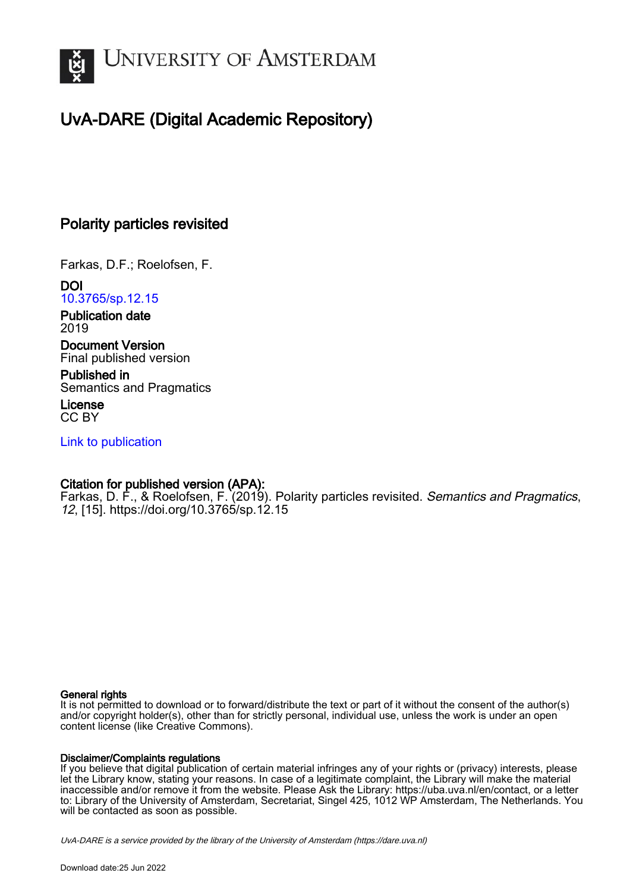UNIVERSITY OF AMSTERDAM

# UvA-DARE (Digital Academic Repository)

## Polarity particles revisited

Farkas, D.F.; Roelofsen, F.

**DOI**
10.3765/sp.12.15

**Publication date**
2019

**Document Version**
Final published version

**Published in**
Semantics and Pragmatics

**License**
CC BY

Link to publication

**Citation for published version (APA):**
Farkas, D. F., & Roelofsen, F. (2019). Polarity particles revisited. *Semantics and Pragmatics*, *12*, [15]. https://doi.org/10.3765/sp.12.15

**General rights**
It is not permitted to download or to forward/distribute the text or part of it without the consent of the author(s) and/or copyright holder(s), other than for strictly personal, individual use, unless the work is under an open content license (like Creative Commons).

**Disclaimer/Complaints regulations**
If you believe that digital publication of certain material infringes any of your rights or (privacy) interests, please let the Library know, stating your reasons. In case of a legitimate complaint, the Library will make the material inaccessible and/or remove it from the website. Please Ask the Library: https://uba.uva.nl/en/contact, or a letter to: Library of the University of Amsterdam, Secretariat, Singel 425, 1012 WP Amsterdam, The Netherlands. You will be contacted as soon as possible.

*UvA-DARE is a service provided by the library of the University of Amsterdam (https://dare.uva.nl)*

Download date:25 Jun 2022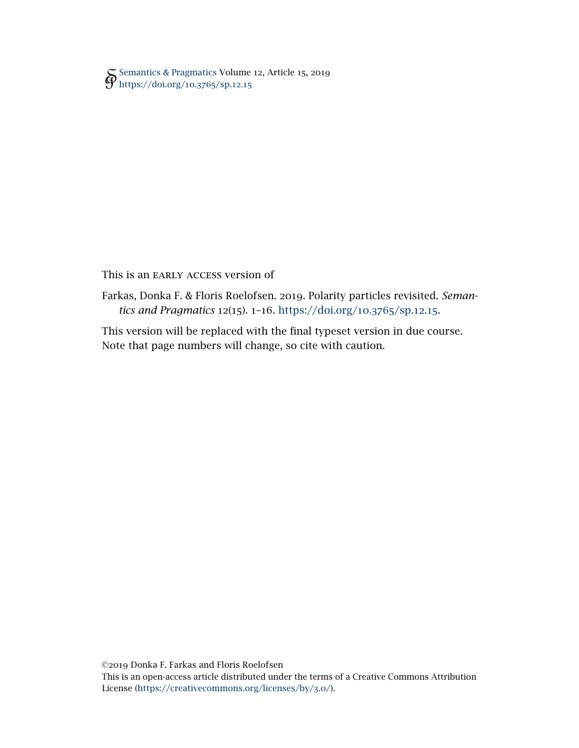This is an EARLY ACCESS version of

Farkas, Donka F. & Floris Roelofsen. 2019. Polarity particles revisited. *Semantics and Pragmatics* 12(15). 1–16. https://doi.org/10.3765/sp.12.15.

This version will be replaced with the final typeset version in due course. Note that page numbers will change, so cite with caution.

©2019 Donka F. Farkas and Floris Roelofsen
This is an open-access article distributed under the terms of a Creative Commons Attribution License (https://creativecommons.org/licenses/by/3.0/).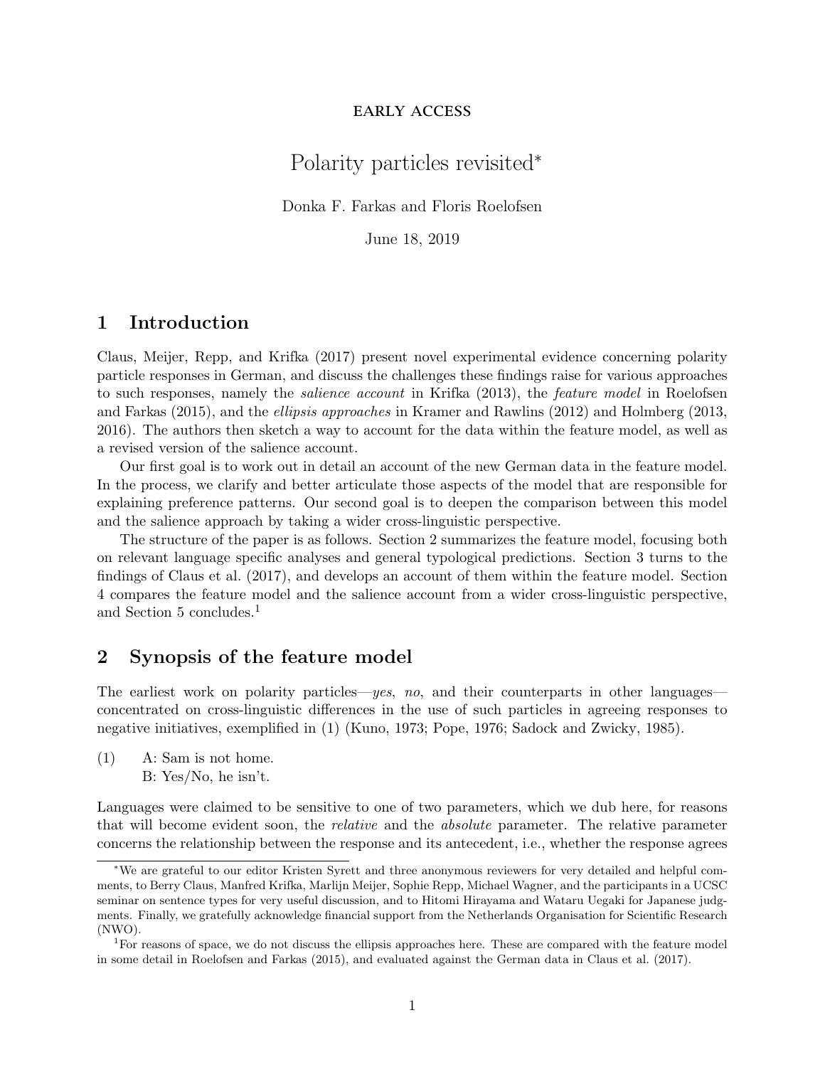EARLY ACCESS

# Polarity particles revisited*

Donka F. Farkas and Floris Roelofsen

June 18, 2019

## 1 Introduction

Claus, Meijer, Repp, and Krifka (2017) present novel experimental evidence concerning polarity particle responses in German, and discuss the challenges these findings raise for various approaches to such responses, namely the *salience account* in Krifka (2013), the *feature model* in Roelofsen and Farkas (2015), and the *ellipsis approaches* in Kramer and Rawlins (2012) and Holmberg (2013, 2016). The authors then sketch a way to account for the data within the feature model, as well as a revised version of the salience account.

Our first goal is to work out in detail an account of the new German data in the feature model. In the process, we clarify and better articulate those aspects of the model that are responsible for explaining preference patterns. Our second goal is to deepen the comparison between this model and the salience approach by taking a wider cross-linguistic perspective.

The structure of the paper is as follows. Section 2 summarizes the feature model, focusing both on relevant language specific analyses and general typological predictions. Section 3 turns to the findings of Claus et al. (2017), and develops an account of them within the feature model. Section 4 compares the feature model and the salience account from a wider cross-linguistic perspective, and Section 5 concludes.[1]

## 2 Synopsis of the feature model

The earliest work on polarity particles—*yes*, *no*, and their counterparts in other languages—concentrated on cross-linguistic differences in the use of such particles in agreeing responses to negative initiatives, exemplified in (1) (Kuno, 1973; Pope, 1976; Sadock and Zwicky, 1985).

(1) A: Sam is not home.
B: Yes/No, he isn't.

Languages were claimed to be sensitive to one of two parameters, which we dub here, for reasons that will become evident soon, the *relative* and the *absolute* parameter. The relative parameter concerns the relationship between the response and its antecedent, i.e., whether the response agrees

---

*We are grateful to our editor Kristen Syrett and three anonymous reviewers for very detailed and helpful comments, to Berry Claus, Manfred Krifka, Marlijn Meijer, Sophie Repp, Michael Wagner, and the participants in a UCSC seminar on sentence types for very useful discussion, and to Hitomi Hirayama and Wataru Uegaki for Japanese judgments. Finally, we gratefully acknowledge financial support from the Netherlands Organisation for Scientific Research (NWO).

[1] For reasons of space, we do not discuss the ellipsis approaches here. These are compared with the feature model in some detail in Roelofsen and Farkas (2015), and evaluated against the German data in Claus et al. (2017).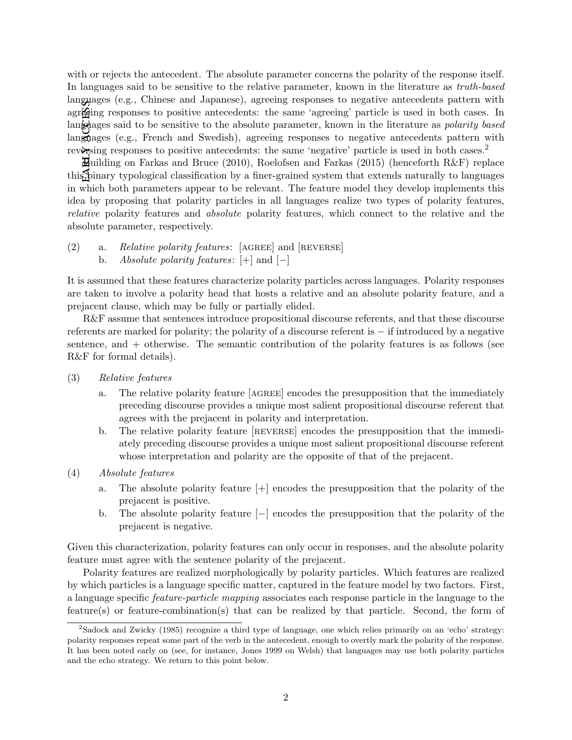with or rejects the antecedent. The absolute parameter concerns the polarity of the response itself. In languages said to be sensitive to the relative parameter, known in the literature as *truth-based* languages (e.g., Chinese and Japanese), agreeing responses to negative antecedents pattern with agreeing responses to positive antecedents: the same 'agreeing' particle is used in both cases. In languages said to be sensitive to the absolute parameter, known in the literature as *polarity based* languages (e.g., French and Swedish), agreeing responses to negative antecedents pattern with reversing responses to positive antecedents: the same 'negative' particle is used in both cases.[2]

Building on Farkas and Bruce (2010), Roelofsen and Farkas (2015) (henceforth R&F) replace this binary typological classification by a finer-grained system that extends naturally to languages in which both parameters appear to be relevant. The feature model they develop implements this idea by proposing that polarity particles in all languages realize two types of polarity features, *relative* polarity features and *absolute* polarity features, which connect to the relative and the absolute parameter, respectively.

(2) a. *Relative polarity features*: [AGREE] and [REVERSE]
 b. *Absolute polarity features*: [+] and [−]

It is assumed that these features characterize polarity particles across languages. Polarity responses are taken to involve a polarity head that hosts a relative and an absolute polarity feature, and a prejacent clause, which may be fully or partially elided.

R&F assume that sentences introduce propositional discourse referents, and that these discourse referents are marked for polarity; the polarity of a discourse referent is − if introduced by a negative sentence, and + otherwise. The semantic contribution of the polarity features is as follows (see R&F for formal details).

(3) *Relative features*

 a. The relative polarity feature [AGREE] encodes the presupposition that the immediately preceding discourse provides a unique most salient propositional discourse referent that agrees with the prejacent in polarity and interpretation.
 b. The relative polarity feature [REVERSE] encodes the presupposition that the immediately preceding discourse provides a unique most salient propositional discourse referent whose interpretation and polarity are the opposite of that of the prejacent.

(4) *Absolute features*

 a. The absolute polarity feature [+] encodes the presupposition that the polarity of the prejacent is positive.
 b. The absolute polarity feature [−] encodes the presupposition that the polarity of the prejacent is negative.

Given this characterization, polarity features can only occur in responses, and the absolute polarity feature must agree with the sentence polarity of the prejacent.

Polarity features are realized morphologically by polarity particles. Which features are realized by which particles is a language specific matter, captured in the feature model by two factors. First, a language specific *feature-particle mapping* associates each response particle in the language to the feature(s) or feature-combination(s) that can be realized by that particle. Second, the form of

[2] Sadock and Zwicky (1985) recognize a third type of language, one which relies primarily on an 'echo' strategy: polarity responses repeat some part of the verb in the antecedent, enough to overtly mark the polarity of the response. It has been noted early on (see, for instance, Jones 1999 on Welsh) that languages may use both polarity particles and the echo strategy. We return to this point below.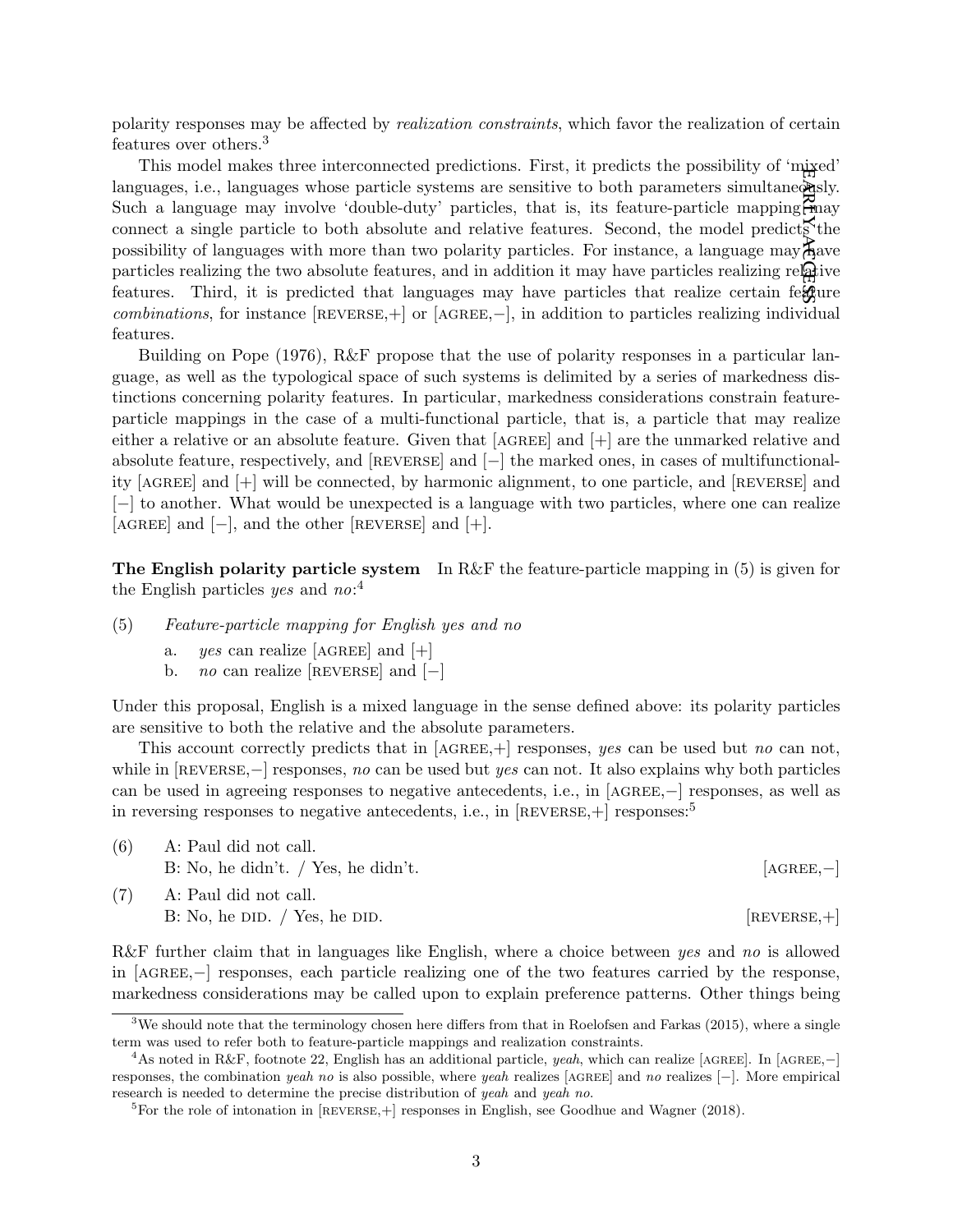polarity responses may be affected by *realization constraints*, which favor the realization of certain features over others.[3]

This model makes three interconnected predictions. First, it predicts the possibility of 'mixed' languages, i.e., languages whose particle systems are sensitive to both parameters simultaneously. Such a language may involve 'double-duty' particles, that is, its feature-particle mapping may connect a single particle to both absolute and relative features. Second, the model predicts the possibility of languages with more than two polarity particles. For instance, a language may have particles realizing the two absolute features, and in addition it may have particles realizing relative features. Third, it is predicted that languages may have particles that realize certain feature *combinations*, for instance [REVERSE,+] or [AGREE,−], in addition to particles realizing individual features.

Building on Pope (1976), R&F propose that the use of polarity responses in a particular language, as well as the typological space of such systems is delimited by a series of markedness distinctions concerning polarity features. In particular, markedness considerations constrain feature-particle mappings in the case of a multi-functional particle, that is, a particle that may realize either a relative or an absolute feature. Given that [AGREE] and [+] are the unmarked relative and absolute feature, respectively, and [REVERSE] and [−] the marked ones, in cases of multifunctionality [AGREE] and [+] will be connected, by harmonic alignment, to one particle, and [REVERSE] and [−] to another. What would be unexpected is a language with two particles, where one can realize [AGREE] and [−], and the other [REVERSE] and [+].

**The English polarity particle system** In R&F the feature-particle mapping in (5) is given for the English particles *yes* and *no*:[4]

(5) *Feature-particle mapping for English yes and no*

a. *yes* can realize [AGREE] and [+]
b. *no* can realize [REVERSE] and [−]

Under this proposal, English is a mixed language in the sense defined above: its polarity particles are sensitive to both the relative and the absolute parameters.

This account correctly predicts that in [AGREE,+] responses, *yes* can be used but *no* can not, while in [REVERSE,−] responses, *no* can be used but *yes* can not. It also explains why both particles can be used in agreeing responses to negative antecedents, i.e., in [AGREE,−] responses, as well as in reversing responses to negative antecedents, i.e., in [REVERSE,+] responses:[5]

(6) A: Paul did not call.
B: No, he didn't. / Yes, he didn't. [AGREE,−]

(7) A: Paul did not call.
B: No, he DID. / Yes, he DID. [REVERSE,+]

R&F further claim that in languages like English, where a choice between *yes* and *no* is allowed in [AGREE,−] responses, each particle realizing one of the two features carried by the response, markedness considerations may be called upon to explain preference patterns. Other things being

---

[3] We should note that the terminology chosen here differs from that in Roelofsen and Farkas (2015), where a single term was used to refer both to feature-particle mappings and realization constraints.

[4] As noted in R&F, footnote 22, English has an additional particle, *yeah*, which can realize [AGREE]. In [AGREE,−] responses, the combination *yeah no* is also possible, where *yeah* realizes [AGREE] and *no* realizes [−]. More empirical research is needed to determine the precise distribution of *yeah* and *yeah no*.

[5] For the role of intonation in [REVERSE,+] responses in English, see Goodhue and Wagner (2018).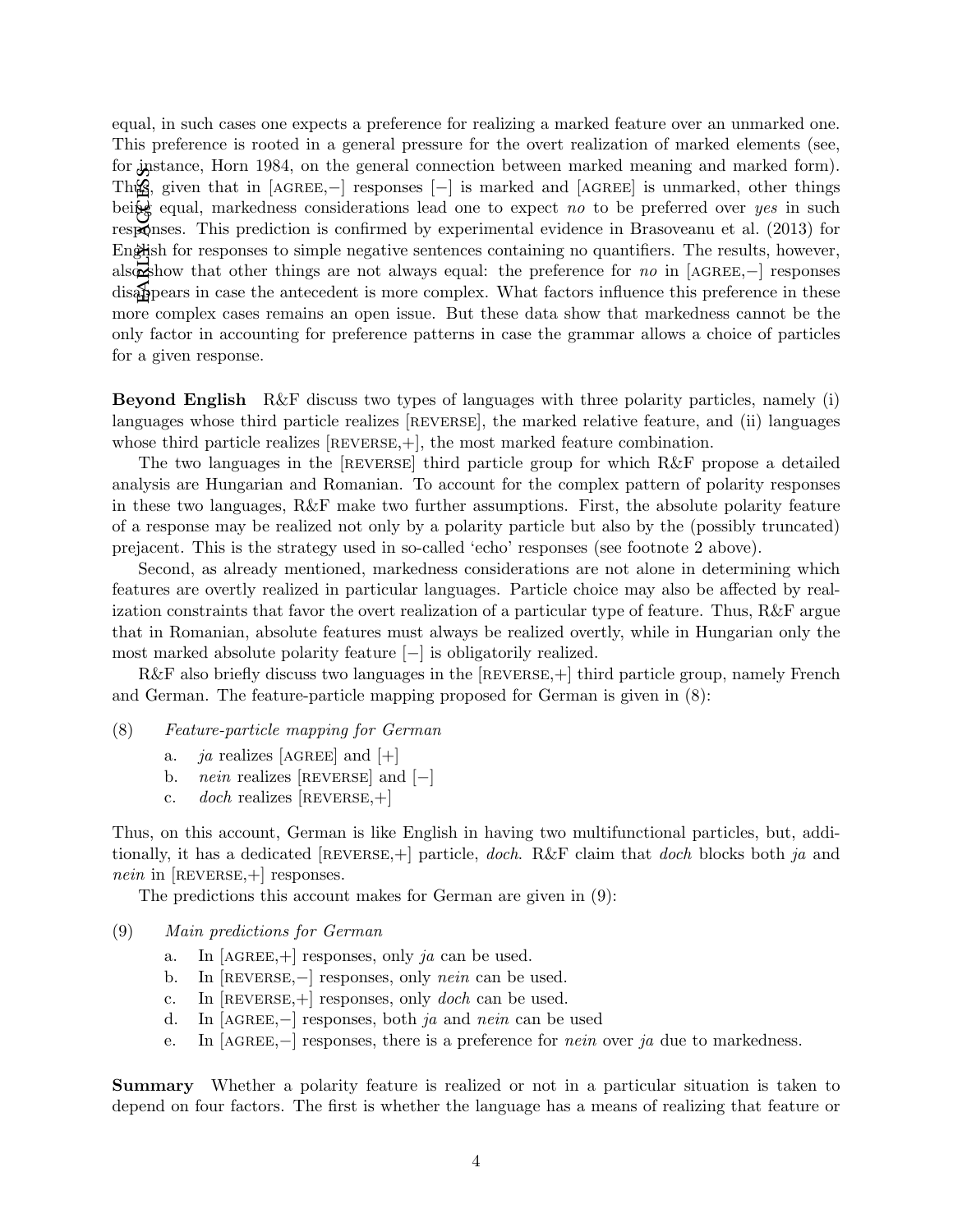equal, in such cases one expects a preference for realizing a marked feature over an unmarked one. This preference is rooted in a general pressure for the overt realization of marked elements (see, for instance, Horn 1984, on the general connection between marked meaning and marked form). Thus, given that in [AGREE,−] responses [−] is marked and [AGREE] is unmarked, other things being equal, markedness considerations lead one to expect *no* to be preferred over *yes* in such responses. This prediction is confirmed by experimental evidence in Brasoveanu et al. (2013) for English for responses to simple negative sentences containing no quantifiers. The results, however, also show that other things are not always equal: the preference for *no* in [AGREE,−] responses disappears in case the antecedent is more complex. What factors influence this preference in these more complex cases remains an open issue. But these data show that markedness cannot be the only factor in accounting for preference patterns in case the grammar allows a choice of particles for a given response.

**Beyond English** R&F discuss two types of languages with three polarity particles, namely (i) languages whose third particle realizes [REVERSE], the marked relative feature, and (ii) languages whose third particle realizes [REVERSE,+], the most marked feature combination.

The two languages in the [REVERSE] third particle group for which R&F propose a detailed analysis are Hungarian and Romanian. To account for the complex pattern of polarity responses in these two languages, R&F make two further assumptions. First, the absolute polarity feature of a response may be realized not only by a polarity particle but also by the (possibly truncated) prejacent. This is the strategy used in so-called 'echo' responses (see footnote 2 above).

Second, as already mentioned, markedness considerations are not alone in determining which features are overtly realized in particular languages. Particle choice may also be affected by realization constraints that favor the overt realization of a particular type of feature. Thus, R&F argue that in Romanian, absolute features must always be realized overtly, while in Hungarian only the most marked absolute polarity feature [−] is obligatorily realized.

R&F also briefly discuss two languages in the [REVERSE,+] third particle group, namely French and German. The feature-particle mapping proposed for German is given in (8):

(8) *Feature-particle mapping for German*

a. *ja* realizes [AGREE] and [+]
b. *nein* realizes [REVERSE] and [−]
c. *doch* realizes [REVERSE,+]

Thus, on this account, German is like English in having two multifunctional particles, but, additionally, it has a dedicated [REVERSE,+] particle, *doch*. R&F claim that *doch* blocks both *ja* and *nein* in [REVERSE,+] responses.

The predictions this account makes for German are given in (9):

(9) *Main predictions for German*

a. In [AGREE,+] responses, only *ja* can be used.
b. In [REVERSE,−] responses, only *nein* can be used.
c. In [REVERSE,+] responses, only *doch* can be used.
d. In [AGREE,−] responses, both *ja* and *nein* can be used
e. In [AGREE,−] responses, there is a preference for *nein* over *ja* due to markedness.

**Summary** Whether a polarity feature is realized or not in a particular situation is taken to depend on four factors. The first is whether the language has a means of realizing that feature or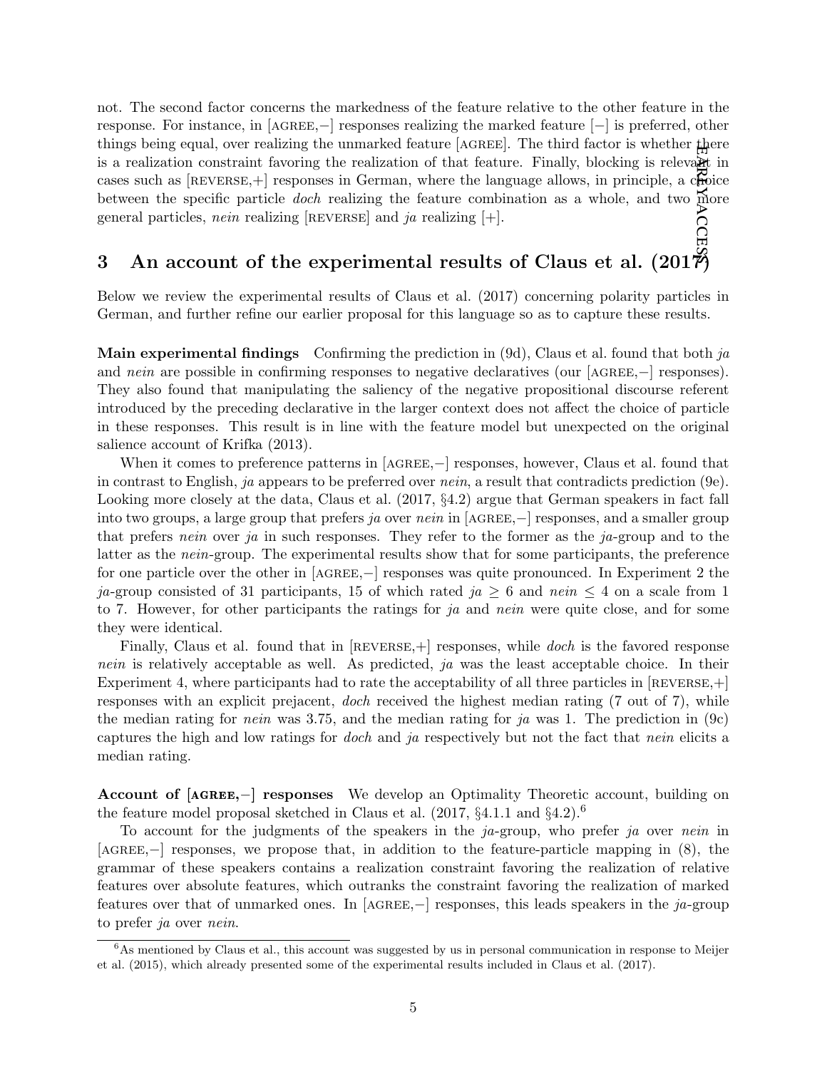not. The second factor concerns the markedness of the feature relative to the other feature in the response. For instance, in [AGREE,−] responses realizing the marked feature [−] is preferred, other things being equal, over realizing the unmarked feature [AGREE]. The third factor is whether there is a realization constraint favoring the realization of that feature. Finally, blocking is relevant in cases such as [REVERSE,+] responses in German, where the language allows, in principle, a choice between the specific particle *doch* realizing the feature combination as a whole, and two more general particles, *nein* realizing [REVERSE] and *ja* realizing [+].

## 3 An account of the experimental results of Claus et al. (2017)

Below we review the experimental results of Claus et al. (2017) concerning polarity particles in German, and further refine our earlier proposal for this language so as to capture these results.

**Main experimental findings** Confirming the prediction in (9d), Claus et al. found that both *ja* and *nein* are possible in confirming responses to negative declaratives (our [AGREE,−] responses). They also found that manipulating the saliency of the negative propositional discourse referent introduced by the preceding declarative in the larger context does not affect the choice of particle in these responses. This result is in line with the feature model but unexpected on the original salience account of Krifka (2013).

When it comes to preference patterns in [AGREE,−] responses, however, Claus et al. found that in contrast to English, *ja* appears to be preferred over *nein*, a result that contradicts prediction (9e). Looking more closely at the data, Claus et al. (2017, §4.2) argue that German speakers in fact fall into two groups, a large group that prefers *ja* over *nein* in [AGREE,−] responses, and a smaller group that prefers *nein* over *ja* in such responses. They refer to the former as the *ja*-group and to the latter as the *nein*-group. The experimental results show that for some participants, the preference for one particle over the other in [AGREE,−] responses was quite pronounced. In Experiment 2 the *ja*-group consisted of 31 participants, 15 of which rated *ja* $\geq 6$ and *nein* $\leq 4$ on a scale from 1 to 7. However, for other participants the ratings for *ja* and *nein* were quite close, and for some they were identical.

Finally, Claus et al. found that in [REVERSE,+] responses, while *doch* is the favored response *nein* is relatively acceptable as well. As predicted, *ja* was the least acceptable choice. In their Experiment 4, where participants had to rate the acceptability of all three particles in [REVERSE,+] responses with an explicit prejacent, *doch* received the highest median rating (7 out of 7), while the median rating for *nein* was 3.75, and the median rating for *ja* was 1. The prediction in (9c) captures the high and low ratings for *doch* and *ja* respectively but not the fact that *nein* elicits a median rating.

**Account of [AGREE,−] responses** We develop an Optimality Theoretic account, building on the feature model proposal sketched in Claus et al. (2017, §4.1.1 and §4.2).[6]

To account for the judgments of the speakers in the *ja*-group, who prefer *ja* over *nein* in [AGREE,−] responses, we propose that, in addition to the feature-particle mapping in (8), the grammar of these speakers contains a realization constraint favoring the realization of relative features over absolute features, which outranks the constraint favoring the realization of marked features over that of unmarked ones. In [AGREE,−] responses, this leads speakers in the *ja*-group to prefer *ja* over *nein*.

[6] As mentioned by Claus et al., this account was suggested by us in personal communication in response to Meijer et al. (2015), which already presented some of the experimental results included in Claus et al. (2017).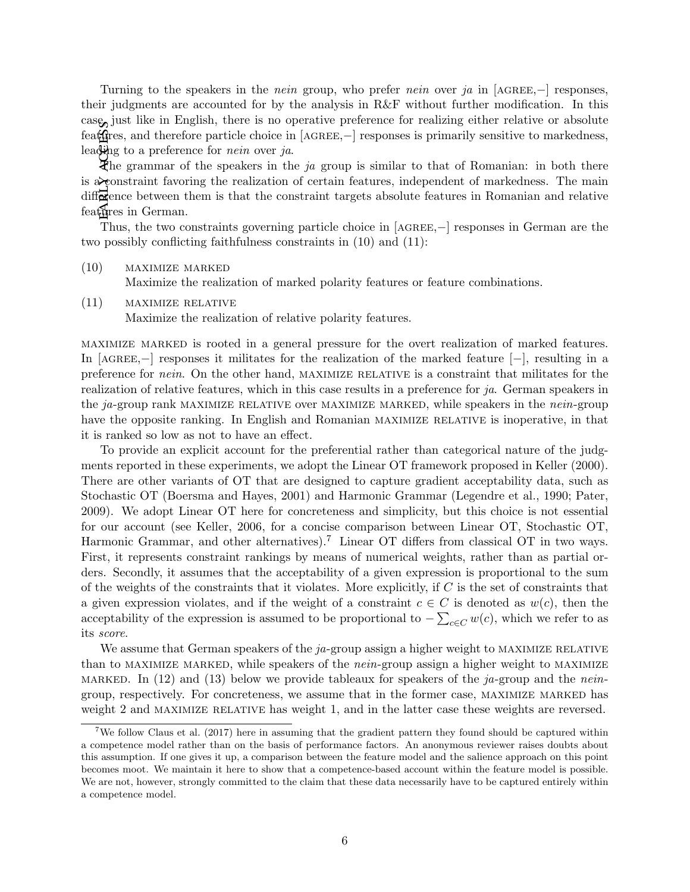Turning to the speakers in the *nein* group, who prefer *nein* over *ja* in [AGREE,−] responses, their judgments are accounted for by the analysis in R&F without further modification. In this case, just like in English, there is no operative preference for realizing either relative or absolute features, and therefore particle choice in [AGREE,−] responses is primarily sensitive to markedness, leading to a preference for *nein* over *ja*.

The grammar of the speakers in the *ja* group is similar to that of Romanian: in both there is a constraint favoring the realization of certain features, independent of markedness. The main difference between them is that the constraint targets absolute features in Romanian and relative features in German.

Thus, the two constraints governing particle choice in [AGREE,−] responses in German are the two possibly conflicting faithfulness constraints in (10) and (11):

(10) MAXIMIZE MARKED
Maximize the realization of marked polarity features or feature combinations.

(11) MAXIMIZE RELATIVE
Maximize the realization of relative polarity features.

MAXIMIZE MARKED is rooted in a general pressure for the overt realization of marked features. In [AGREE,−] responses it militates for the realization of the marked feature [−], resulting in a preference for *nein*. On the other hand, MAXIMIZE RELATIVE is a constraint that militates for the realization of relative features, which in this case results in a preference for *ja*. German speakers in the *ja*-group rank MAXIMIZE RELATIVE over MAXIMIZE MARKED, while speakers in the *nein*-group have the opposite ranking. In English and Romanian MAXIMIZE RELATIVE is inoperative, in that it is ranked so low as not to have an effect.

To provide an explicit account for the preferential rather than categorical nature of the judgments reported in these experiments, we adopt the Linear OT framework proposed in Keller (2000). There are other variants of OT that are designed to capture gradient acceptability data, such as Stochastic OT (Boersma and Hayes, 2001) and Harmonic Grammar (Legendre et al., 1990; Pater, 2009). We adopt Linear OT here for concreteness and simplicity, but this choice is not essential for our account (see Keller, 2006, for a concise comparison between Linear OT, Stochastic OT, Harmonic Grammar, and other alternatives).[7] Linear OT differs from classical OT in two ways. First, it represents constraint rankings by means of numerical weights, rather than as partial orders. Secondly, it assumes that the acceptability of a given expression is proportional to the sum of the weights of the constraints that it violates. More explicitly, if $C$ is the set of constraints that a given expression violates, and if the weight of a constraint $c \in C$ is denoted as $w(c)$, then the acceptability of the expression is assumed to be proportional to $-\sum_{c \in C} w(c)$, which we refer to as its *score*.

We assume that German speakers of the *ja*-group assign a higher weight to MAXIMIZE RELATIVE than to MAXIMIZE MARKED, while speakers of the *nein*-group assign a higher weight to MAXIMIZE MARKED. In (12) and (13) below we provide tableaux for speakers of the *ja*-group and the *nein*-group, respectively. For concreteness, we assume that in the former case, MAXIMIZE MARKED has weight 2 and MAXIMIZE RELATIVE has weight 1, and in the latter case these weights are reversed.

[7] We follow Claus et al. (2017) here in assuming that the gradient pattern they found should be captured within a competence model rather than on the basis of performance factors. An anonymous reviewer raises doubts about this assumption. If one gives it up, a comparison between the feature model and the salience approach on this point becomes moot. We maintain it here to show that a competence-based account within the feature model is possible. We are not, however, strongly committed to the claim that these data necessarily have to be captured entirely within a competence model.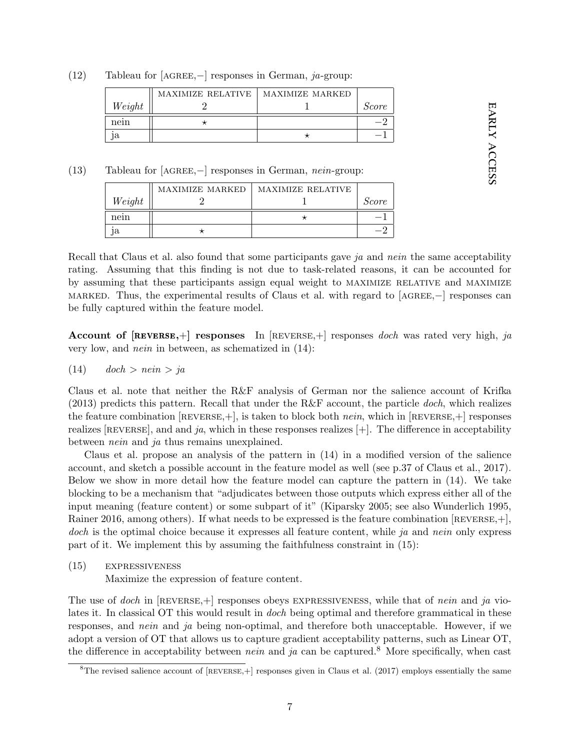(12) Tableau for [AGREE,−] responses in German, *ja*-group:

| *Weight* | MAXIMIZE RELATIVE 2 | MAXIMIZE MARKED 1 | *Score* |
|---|---|---|---|
| nein | ⋆ | | −2 |
| ja | | ⋆ | −1 |

(13) Tableau for [AGREE,−] responses in German, *nein*-group:

| *Weight* | MAXIMIZE MARKED 2 | MAXIMIZE RELATIVE 1 | *Score* |
|---|---|---|---|
| nein | | ⋆ | −1 |
| ja | ⋆ | | −2 |

Recall that Claus et al. also found that some participants gave *ja* and *nein* the same acceptability rating. Assuming that this finding is not due to task-related reasons, it can be accounted for by assuming that these participants assign equal weight to MAXIMIZE RELATIVE and MAXIMIZE MARKED. Thus, the experimental results of Claus et al. with regard to [AGREE,−] responses can be fully captured within the feature model.

**Account of [REVERSE,+] responses** In [REVERSE,+] responses *doch* was rated very high, *ja* very low, and *nein* in between, as schematized in (14):

(14) *doch* > *nein* > *ja*

Claus et al. note that neither the R&F analysis of German nor the salience account of Krifka (2013) predicts this pattern. Recall that under the R&F account, the particle *doch*, which realizes the feature combination [REVERSE,+], is taken to block both *nein*, which in [REVERSE,+] responses realizes [REVERSE], and and *ja*, which in these responses realizes [+]. The difference in acceptability between *nein* and *ja* thus remains unexplained.

Claus et al. propose an analysis of the pattern in (14) in a modified version of the salience account, and sketch a possible account in the feature model as well (see p.37 of Claus et al., 2017). Below we show in more detail how the feature model can capture the pattern in (14). We take blocking to be a mechanism that "adjudicates between those outputs which express either all of the input meaning (feature content) or some subpart of it" (Kiparsky 2005; see also Wunderlich 1995, Rainer 2016, among others). If what needs to be expressed is the feature combination [REVERSE,+], *doch* is the optimal choice because it expresses all feature content, while *ja* and *nein* only express part of it. We implement this by assuming the faithfulness constraint in (15):

(15) EXPRESSIVENESS
Maximize the expression of feature content.

The use of *doch* in [REVERSE,+] responses obeys EXPRESSIVENESS, while that of *nein* and *ja* violates it. In classical OT this would result in *doch* being optimal and therefore grammatical in these responses, and *nein* and *ja* being non-optimal, and therefore both unacceptable. However, if we adopt a version of OT that allows us to capture gradient acceptability patterns, such as Linear OT, the difference in acceptability between *nein* and *ja* can be captured.[8] More specifically, when cast

[8] The revised salience account of [REVERSE,+] responses given in Claus et al. (2017) employs essentially the same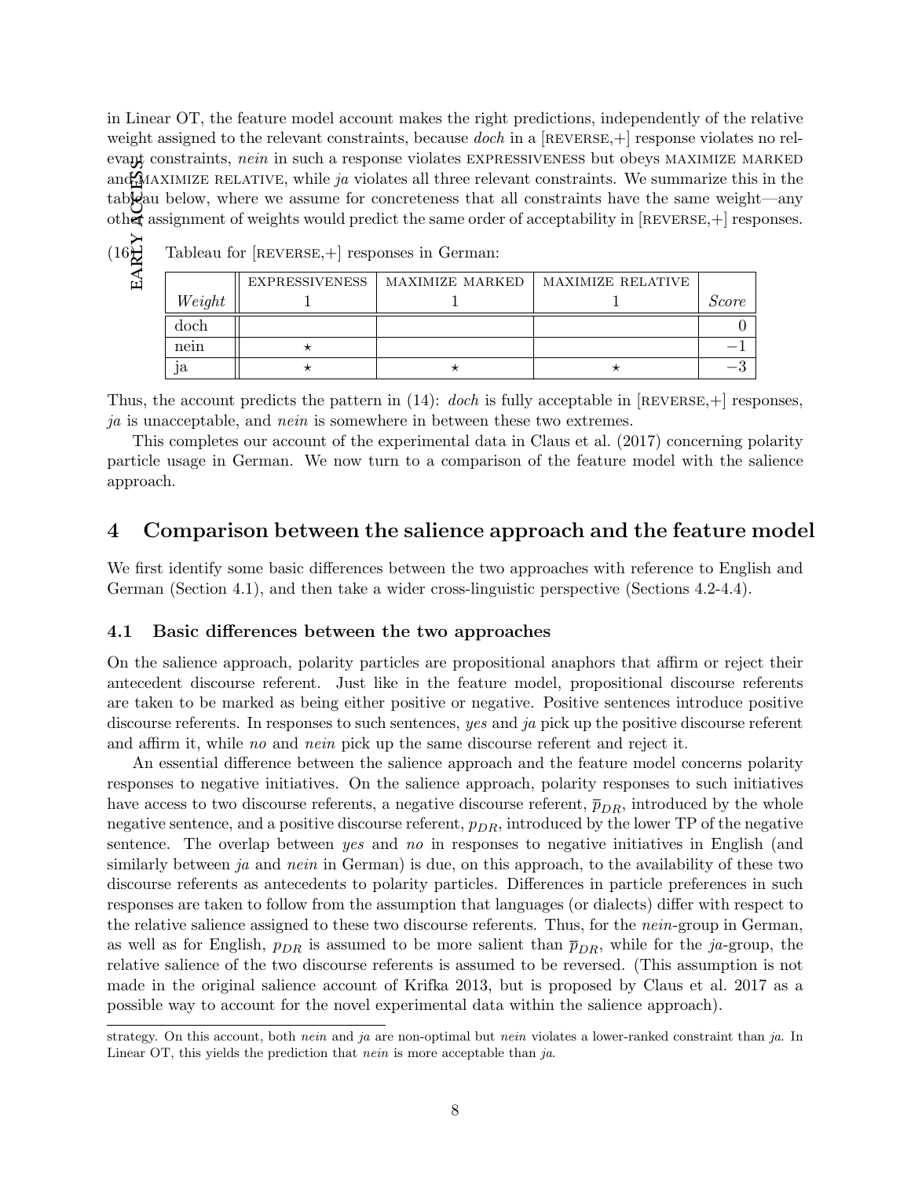in Linear OT, the feature model account makes the right predictions, independently of the relative weight assigned to the relevant constraints, because *doch* in a [REVERSE,+] response violates no relevant constraints, *nein* in such a response violates EXPRESSIVENESS but obeys MAXIMIZE MARKED and MAXIMIZE RELATIVE, while *ja* violates all three relevant constraints. We summarize this in the tableau below, where we assume for concreteness that all constraints have the same weight—any other assignment of weights would predict the same order of acceptability in [REVERSE,+] responses.

(16) Tableau for [REVERSE,+] responses in German:

| | EXPRESSIVENESS | MAXIMIZE MARKED | MAXIMIZE RELATIVE | |
|---|---|---|---|---|
| *Weight* | 1 | 1 | 1 | *Score* |
| doch | | | | 0 |
| nein | ⋆ | | | −1 |
| ja | ⋆ | ⋆ | ⋆ | −3 |

Thus, the account predicts the pattern in (14): *doch* is fully acceptable in [REVERSE,+] responses, *ja* is unacceptable, and *nein* is somewhere in between these two extremes.

This completes our account of the experimental data in Claus et al. (2017) concerning polarity particle usage in German. We now turn to a comparison of the feature model with the salience approach.

## 4 Comparison between the salience approach and the feature model

We first identify some basic differences between the two approaches with reference to English and German (Section 4.1), and then take a wider cross-linguistic perspective (Sections 4.2-4.4).

### 4.1 Basic differences between the two approaches

On the salience approach, polarity particles are propositional anaphors that affirm or reject their antecedent discourse referent. Just like in the feature model, propositional discourse referents are taken to be marked as being either positive or negative. Positive sentences introduce positive discourse referents. In responses to such sentences, *yes* and *ja* pick up the positive discourse referent and affirm it, while *no* and *nein* pick up the same discourse referent and reject it.

An essential difference between the salience approach and the feature model concerns polarity responses to negative initiatives. On the salience approach, polarity responses to such initiatives have access to two discourse referents, a negative discourse referent, $\overline{p}_{DR}$, introduced by the whole negative sentence, and a positive discourse referent, $p_{DR}$, introduced by the lower TP of the negative sentence. The overlap between *yes* and *no* in responses to negative initiatives in English (and similarly between *ja* and *nein* in German) is due, on this approach, to the availability of these two discourse referents as antecedents to polarity particles. Differences in particle preferences in such responses are taken to follow from the assumption that languages (or dialects) differ with respect to the relative salience assigned to these two discourse referents. Thus, for the *nein*-group in German, as well as for English, $p_{DR}$ is assumed to be more salient than $\overline{p}_{DR}$, while for the *ja*-group, the relative salience of the two discourse referents is assumed to be reversed. (This assumption is not made in the original salience account of Krifka 2013, but is proposed by Claus et al. 2017 as a possible way to account for the novel experimental data within the salience approach).

---

strategy. On this account, both *nein* and *ja* are non-optimal but *nein* violates a lower-ranked constraint than *ja*. In Linear OT, this yields the prediction that *nein* is more acceptable than *ja*.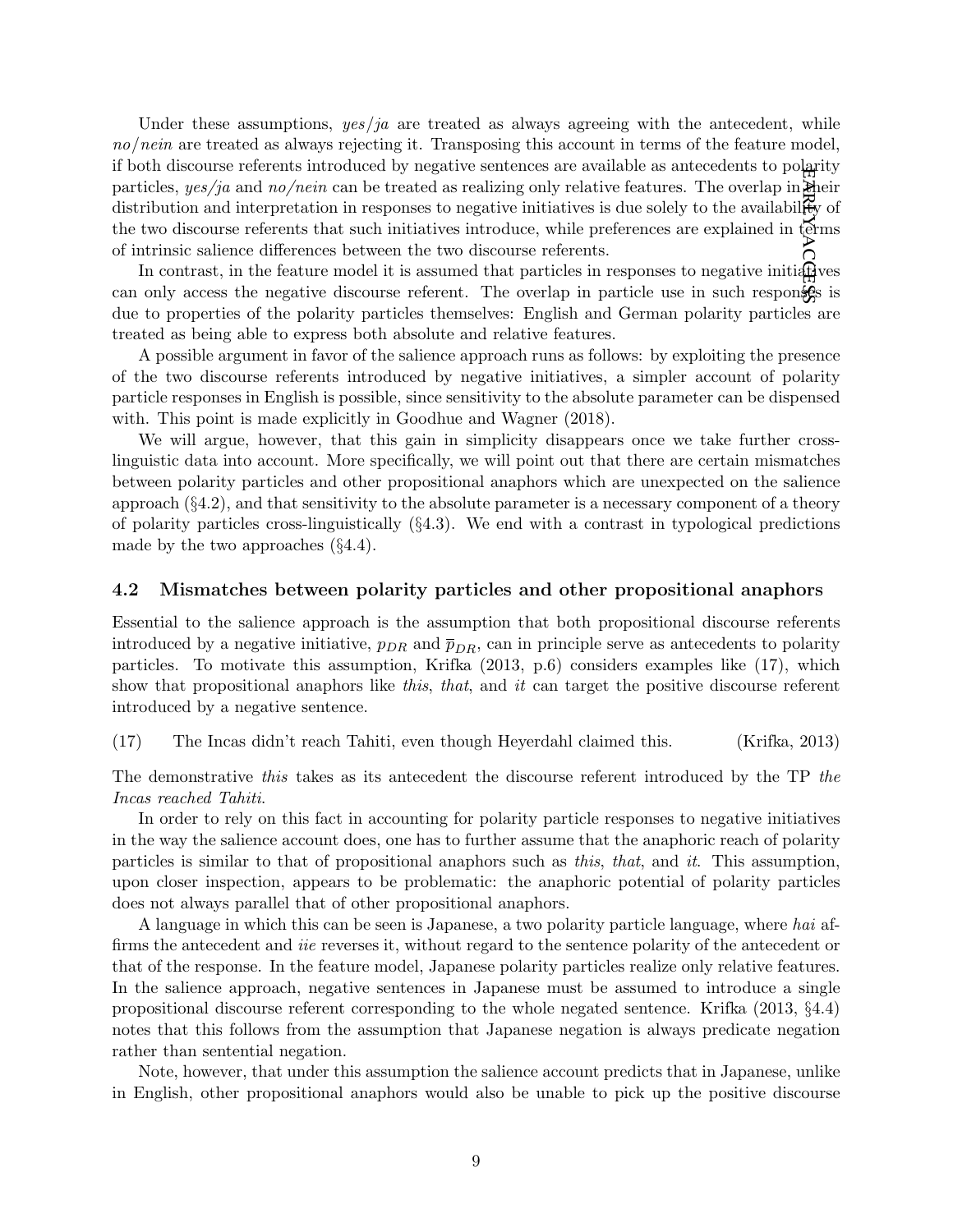Under these assumptions, *yes/ja* are treated as always agreeing with the antecedent, while *no/nein* are treated as always rejecting it. Transposing this account in terms of the feature model, if both discourse referents introduced by negative sentences are available as antecedents to polarity particles, *yes/ja* and *no/nein* can be treated as realizing only relative features. The overlap in their distribution and interpretation in responses to negative initiatives is due solely to the availability of the two discourse referents that such initiatives introduce, while preferences are explained in terms of intrinsic salience differences between the two discourse referents.

In contrast, in the feature model it is assumed that particles in responses to negative initiatives can only access the negative discourse referent. The overlap in particle use in such responses is due to properties of the polarity particles themselves: English and German polarity particles are treated as being able to express both absolute and relative features.

A possible argument in favor of the salience approach runs as follows: by exploiting the presence of the two discourse referents introduced by negative initiatives, a simpler account of polarity particle responses in English is possible, since sensitivity to the absolute parameter can be dispensed with. This point is made explicitly in Goodhue and Wagner (2018).

We will argue, however, that this gain in simplicity disappears once we take further cross-linguistic data into account. More specifically, we will point out that there are certain mismatches between polarity particles and other propositional anaphors which are unexpected on the salience approach (§4.2), and that sensitivity to the absolute parameter is a necessary component of a theory of polarity particles cross-linguistically (§4.3). We end with a contrast in typological predictions made by the two approaches (§4.4).

### 4.2 Mismatches between polarity particles and other propositional anaphors

Essential to the salience approach is the assumption that both propositional discourse referents introduced by a negative initiative, $p_{DR}$ and $\overline{p}_{DR}$, can in principle serve as antecedents to polarity particles. To motivate this assumption, Krifka (2013, p.6) considers examples like (17), which show that propositional anaphors like *this*, *that*, and *it* can target the positive discourse referent introduced by a negative sentence.

(17) The Incas didn't reach Tahiti, even though Heyerdahl claimed this. (Krifka, 2013)

The demonstrative *this* takes as its antecedent the discourse referent introduced by the TP *the Incas reached Tahiti*.

In order to rely on this fact in accounting for polarity particle responses to negative initiatives in the way the salience account does, one has to further assume that the anaphoric reach of polarity particles is similar to that of propositional anaphors such as *this*, *that*, and *it*. This assumption, upon closer inspection, appears to be problematic: the anaphoric potential of polarity particles does not always parallel that of other propositional anaphors.

A language in which this can be seen is Japanese, a two polarity particle language, where *hai* affirms the antecedent and *iie* reverses it, without regard to the sentence polarity of the antecedent or that of the response. In the feature model, Japanese polarity particles realize only relative features. In the salience approach, negative sentences in Japanese must be assumed to introduce a single propositional discourse referent corresponding to the whole negated sentence. Krifka (2013, §4.4) notes that this follows from the assumption that Japanese negation is always predicate negation rather than sentential negation.

Note, however, that under this assumption the salience account predicts that in Japanese, unlike in English, other propositional anaphors would also be unable to pick up the positive discourse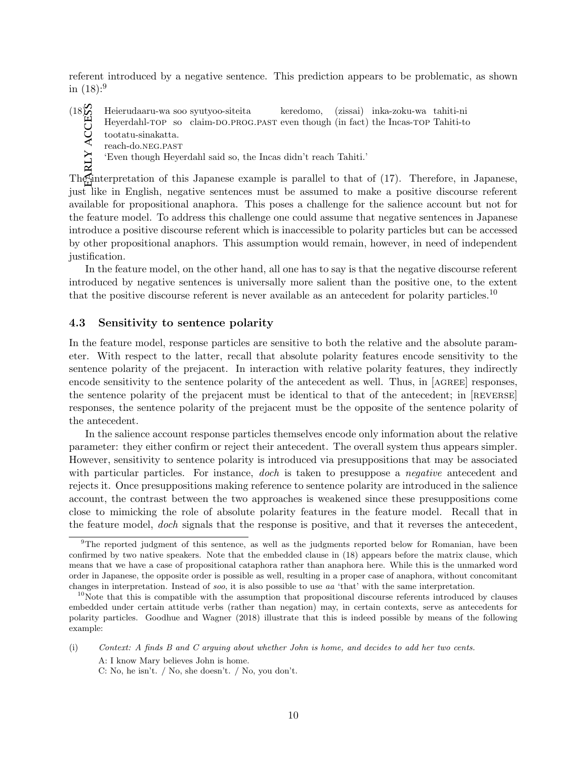referent introduced by a negative sentence. This prediction appears to be problematic, as shown in (18):[9]

(18) Heierudaaru-wa soo syutyoo-siteita keredomo, (zissai) inka-zoku-wa tahiti-ni
Heyerdahl-TOP so claim-DO.PROG.PAST even though (in fact) the Incas-TOP Tahiti-to
tootatu-sinakatta.
reach-do.NEG.PAST
'Even though Heyerdahl said so, the Incas didn't reach Tahiti.'

The interpretation of this Japanese example is parallel to that of (17). Therefore, in Japanese, just like in English, negative sentences must be assumed to make a positive discourse referent available for propositional anaphora. This poses a challenge for the salience account but not for the feature model. To address this challenge one could assume that negative sentences in Japanese introduce a positive discourse referent which is inaccessible to polarity particles but can be accessed by other propositional anaphors. This assumption would remain, however, in need of independent justification.

In the feature model, on the other hand, all one has to say is that the negative discourse referent introduced by negative sentences is universally more salient than the positive one, to the extent that the positive discourse referent is never available as an antecedent for polarity particles.[10]

### 4.3 Sensitivity to sentence polarity

In the feature model, response particles are sensitive to both the relative and the absolute parameter. With respect to the latter, recall that absolute polarity features encode sensitivity to the sentence polarity of the prejacent. In interaction with relative polarity features, they indirectly encode sensitivity to the sentence polarity of the antecedent as well. Thus, in [AGREE] responses, the sentence polarity of the prejacent must be identical to that of the antecedent; in [REVERSE] responses, the sentence polarity of the prejacent must be the opposite of the sentence polarity of the antecedent.

In the salience account response particles themselves encode only information about the relative parameter: they either confirm or reject their antecedent. The overall system thus appears simpler. However, sensitivity to sentence polarity is introduced via presuppositions that may be associated with particular particles. For instance, *doch* is taken to presuppose a *negative* antecedent and rejects it. Once presuppositions making reference to sentence polarity are introduced in the salience account, the contrast between the two approaches is weakened since these presuppositions come close to mimicking the role of absolute polarity features in the feature model. Recall that in the feature model, *doch* signals that the response is positive, and that it reverses the antecedent,

---

[9] The reported judgment of this sentence, as well as the judgments reported below for Romanian, have been confirmed by two native speakers. Note that the embedded clause in (18) appears before the matrix clause, which means that we have a case of propositional cataphora rather than anaphora here. While this is the unmarked word order in Japanese, the opposite order is possible as well, resulting in a proper case of anaphora, without concomitant changes in interpretation. Instead of *soo*, it is also possible to use *aa* 'that' with the same interpretation.

[10] Note that this is compatible with the assumption that propositional discourse referents introduced by clauses embedded under certain attitude verbs (rather than negation) may, in certain contexts, serve as antecedents for polarity particles. Goodhue and Wagner (2018) illustrate that this is indeed possible by means of the following example:

(i) *Context: A finds B and C arguing about whether John is home, and decides to add her two cents.*
A: I know Mary believes John is home.
C: No, he isn't. / No, she doesn't. / No, you don't.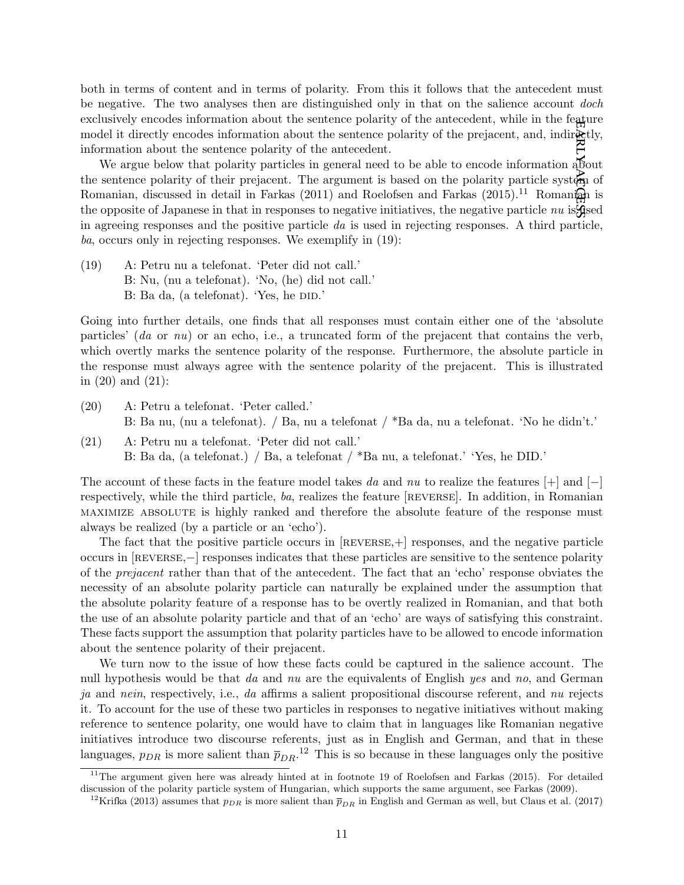both in terms of content and in terms of polarity. From this it follows that the antecedent must be negative. The two analyses then are distinguished only in that on the salience account *doch* exclusively encodes information about the sentence polarity of the antecedent, while in the feature model it directly encodes information about the sentence polarity of the prejacent, and, indirectly, information about the sentence polarity of the antecedent.

We argue below that polarity particles in general need to be able to encode information about the sentence polarity of their prejacent. The argument is based on the polarity particle system of Romanian, discussed in detail in Farkas (2011) and Roelofsen and Farkas (2015).[11] Romanian is the opposite of Japanese in that in responses to negative initiatives, the negative particle *nu* is used in agreeing responses and the positive particle *da* is used in rejecting responses. A third particle, *ba*, occurs only in rejecting responses. We exemplify in (19):

(19) A: Petru nu a telefonat. 'Peter did not call.'
B: Nu, (nu a telefonat). 'No, (he) did not call.'
B: Ba da, (a telefonat). 'Yes, he DID.'

Going into further details, one finds that all responses must contain either one of the 'absolute particles' (*da* or *nu*) or an echo, i.e., a truncated form of the prejacent that contains the verb, which overtly marks the sentence polarity of the response. Furthermore, the absolute particle in the response must always agree with the sentence polarity of the prejacent. This is illustrated in (20) and (21):

(20) A: Petru a telefonat. 'Peter called.'
B: Ba nu, (nu a telefonat). / Ba, nu a telefonat / *Ba da, nu a telefonat. 'No he didn't.'

(21) A: Petru nu a telefonat. 'Peter did not call.'
B: Ba da, (a telefonat.) / Ba, a telefonat / *Ba nu, a telefonat.' 'Yes, he DID.'

The account of these facts in the feature model takes *da* and *nu* to realize the features [+] and [−] respectively, while the third particle, *ba*, realizes the feature [REVERSE]. In addition, in Romanian MAXIMIZE ABSOLUTE is highly ranked and therefore the absolute feature of the response must always be realized (by a particle or an 'echo').

The fact that the positive particle occurs in [REVERSE,+] responses, and the negative particle occurs in [REVERSE,−] responses indicates that these particles are sensitive to the sentence polarity of the *prejacent* rather than that of the antecedent. The fact that an 'echo' response obviates the necessity of an absolute polarity particle can naturally be explained under the assumption that the absolute polarity feature of a response has to be overtly realized in Romanian, and that both the use of an absolute polarity particle and that of an 'echo' are ways of satisfying this constraint. These facts support the assumption that polarity particles have to be allowed to encode information about the sentence polarity of their prejacent.

We turn now to the issue of how these facts could be captured in the salience account. The null hypothesis would be that *da* and *nu* are the equivalents of English *yes* and *no*, and German *ja* and *nein*, respectively, i.e., *da* affirms a salient propositional discourse referent, and *nu* rejects it. To account for the use of these two particles in responses to negative initiatives without making reference to sentence polarity, one would have to claim that in languages like Romanian negative initiatives introduce two discourse referents, just as in English and German, and that in these languages, $p_{DR}$ is more salient than $\overline{p}_{DR}$.[12] This is so because in these languages only the positive

[11] The argument given here was already hinted at in footnote 19 of Roelofsen and Farkas (2015). For detailed discussion of the polarity particle system of Hungarian, which supports the same argument, see Farkas (2009).

[12] Krifka (2013) assumes that $p_{DR}$ is more salient than $\overline{p}_{DR}$ in English and German as well, but Claus et al. (2017)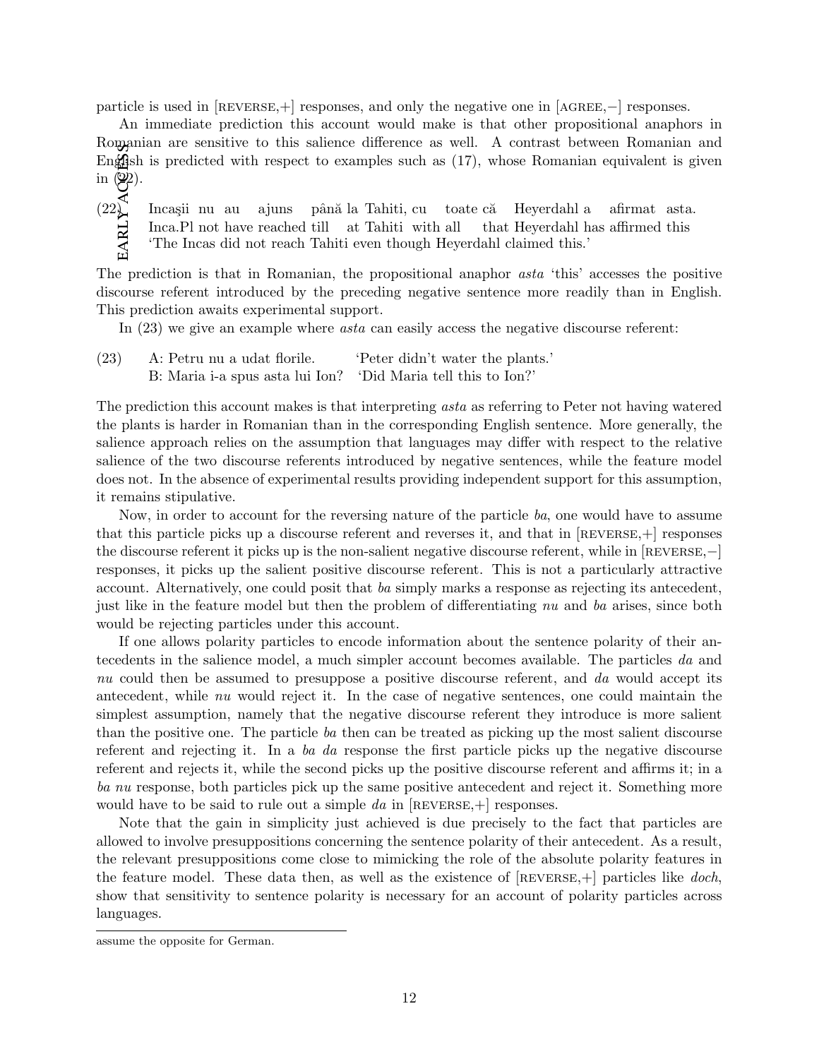particle is used in [REVERSE,+] responses, and only the negative one in [AGREE,−] responses.

An immediate prediction this account would make is that other propositional anaphors in Romanian are sensitive to this salience difference as well. A contrast between Romanian and English is predicted with respect to examples such as (17), whose Romanian equivalent is given in (22).

(22) Incaşii nu au ajuns până la Tahiti, cu toate că Heyerdahl a afirmat asta.
Inca.Pl not have reached till at Tahiti with all that Heyerdahl has affirmed this
'The Incas did not reach Tahiti even though Heyerdahl claimed this.'

The prediction is that in Romanian, the propositional anaphor *asta* 'this' accesses the positive discourse referent introduced by the preceding negative sentence more readily than in English. This prediction awaits experimental support.

In (23) we give an example where *asta* can easily access the negative discourse referent:

(23) A: Petru nu a udat florile. 'Peter didn't water the plants.'
B: Maria i-a spus asta lui Ion? 'Did Maria tell this to Ion?'

The prediction this account makes is that interpreting *asta* as referring to Peter not having watered the plants is harder in Romanian than in the corresponding English sentence. More generally, the salience approach relies on the assumption that languages may differ with respect to the relative salience of the two discourse referents introduced by negative sentences, while the feature model does not. In the absence of experimental results providing independent support for this assumption, it remains stipulative.

Now, in order to account for the reversing nature of the particle *ba*, one would have to assume that this particle picks up a discourse referent and reverses it, and that in [REVERSE,+] responses the discourse referent it picks up is the non-salient negative discourse referent, while in [REVERSE,−] responses, it picks up the salient positive discourse referent. This is not a particularly attractive account. Alternatively, one could posit that *ba* simply marks a response as rejecting its antecedent, just like in the feature model but then the problem of differentiating *nu* and *ba* arises, since both would be rejecting particles under this account.

If one allows polarity particles to encode information about the sentence polarity of their antecedents in the salience model, a much simpler account becomes available. The particles *da* and *nu* could then be assumed to presuppose a positive discourse referent, and *da* would accept its antecedent, while *nu* would reject it. In the case of negative sentences, one could maintain the simplest assumption, namely that the negative discourse referent they introduce is more salient than the positive one. The particle *ba* then can be treated as picking up the most salient discourse referent and rejecting it. In a *ba da* response the first particle picks up the negative discourse referent and rejects it, while the second picks up the positive discourse referent and affirms it; in a *ba nu* response, both particles pick up the same positive antecedent and reject it. Something more would have to be said to rule out a simple *da* in [REVERSE,+] responses.

Note that the gain in simplicity just achieved is due precisely to the fact that particles are allowed to involve presuppositions concerning the sentence polarity of their antecedent. As a result, the relevant presuppositions come close to mimicking the role of the absolute polarity features in the feature model. These data then, as well as the existence of [REVERSE,+] particles like *doch*, show that sensitivity to sentence polarity is necessary for an account of polarity particles across languages.

---

assume the opposite for German.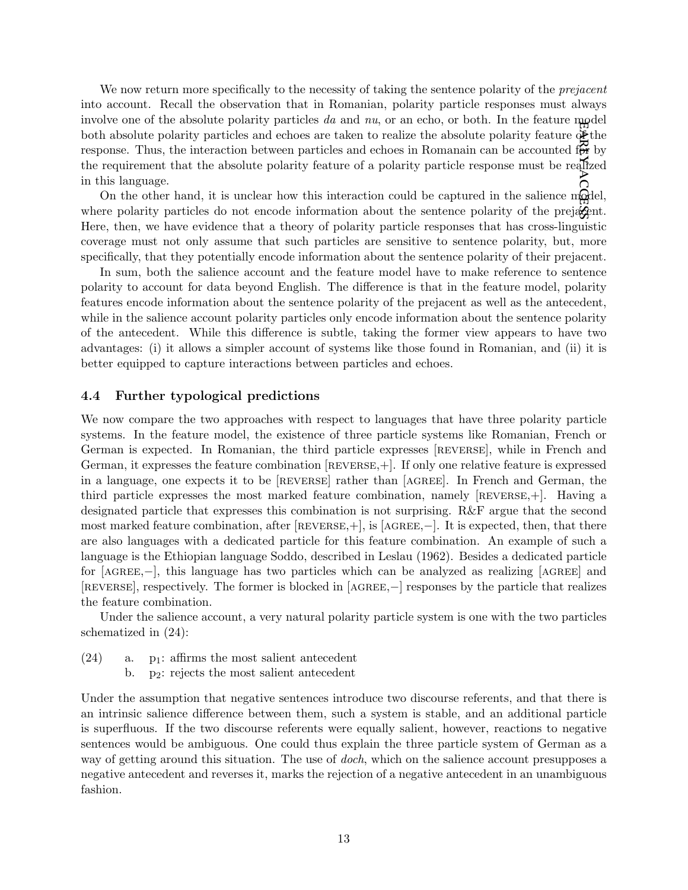We now return more specifically to the necessity of taking the sentence polarity of the *prejacent* into account. Recall the observation that in Romanian, polarity particle responses must always involve one of the absolute polarity particles *da* and *nu*, or an echo, or both. In the feature model both absolute polarity particles and echoes are taken to realize the absolute polarity feature of the response. Thus, the interaction between particles and echoes in Romanain can be accounted for by the requirement that the absolute polarity feature of a polarity particle response must be realized in this language.

On the other hand, it is unclear how this interaction could be captured in the salience model, where polarity particles do not encode information about the sentence polarity of the prejacent. Here, then, we have evidence that a theory of polarity particle responses that has cross-linguistic coverage must not only assume that such particles are sensitive to sentence polarity, but, more specifically, that they potentially encode information about the sentence polarity of their prejacent.

In sum, both the salience account and the feature model have to make reference to sentence polarity to account for data beyond English. The difference is that in the feature model, polarity features encode information about the sentence polarity of the prejacent as well as the antecedent, while in the salience account polarity particles only encode information about the sentence polarity of the antecedent. While this difference is subtle, taking the former view appears to have two advantages: (i) it allows a simpler account of systems like those found in Romanian, and (ii) it is better equipped to capture interactions between particles and echoes.

### 4.4 Further typological predictions

We now compare the two approaches with respect to languages that have three polarity particle systems. In the feature model, the existence of three particle systems like Romanian, French or German is expected. In Romanian, the third particle expresses [REVERSE], while in French and German, it expresses the feature combination [REVERSE,+]. If only one relative feature is expressed in a language, one expects it to be [REVERSE] rather than [AGREE]. In French and German, the third particle expresses the most marked feature combination, namely [REVERSE,+]. Having a designated particle that expresses this combination is not surprising. R&F argue that the second most marked feature combination, after [REVERSE,+], is [AGREE,−]. It is expected, then, that there are also languages with a dedicated particle for this feature combination. An example of such a language is the Ethiopian language Soddo, described in Leslau (1962). Besides a dedicated particle for [AGREE,−], this language has two particles which can be analyzed as realizing [AGREE] and [REVERSE], respectively. The former is blocked in [AGREE,−] responses by the particle that realizes the feature combination.

Under the salience account, a very natural polarity particle system is one with the two particles schematized in (24):

(24) a. $p_1$: affirms the most salient antecedent
  b. $p_2$: rejects the most salient antecedent

Under the assumption that negative sentences introduce two discourse referents, and that there is an intrinsic salience difference between them, such a system is stable, and an additional particle is superfluous. If the two discourse referents were equally salient, however, reactions to negative sentences would be ambiguous. One could thus explain the three particle system of German as a way of getting around this situation. The use of *doch*, which on the salience account presupposes a negative antecedent and reverses it, marks the rejection of a negative antecedent in an unambiguous fashion.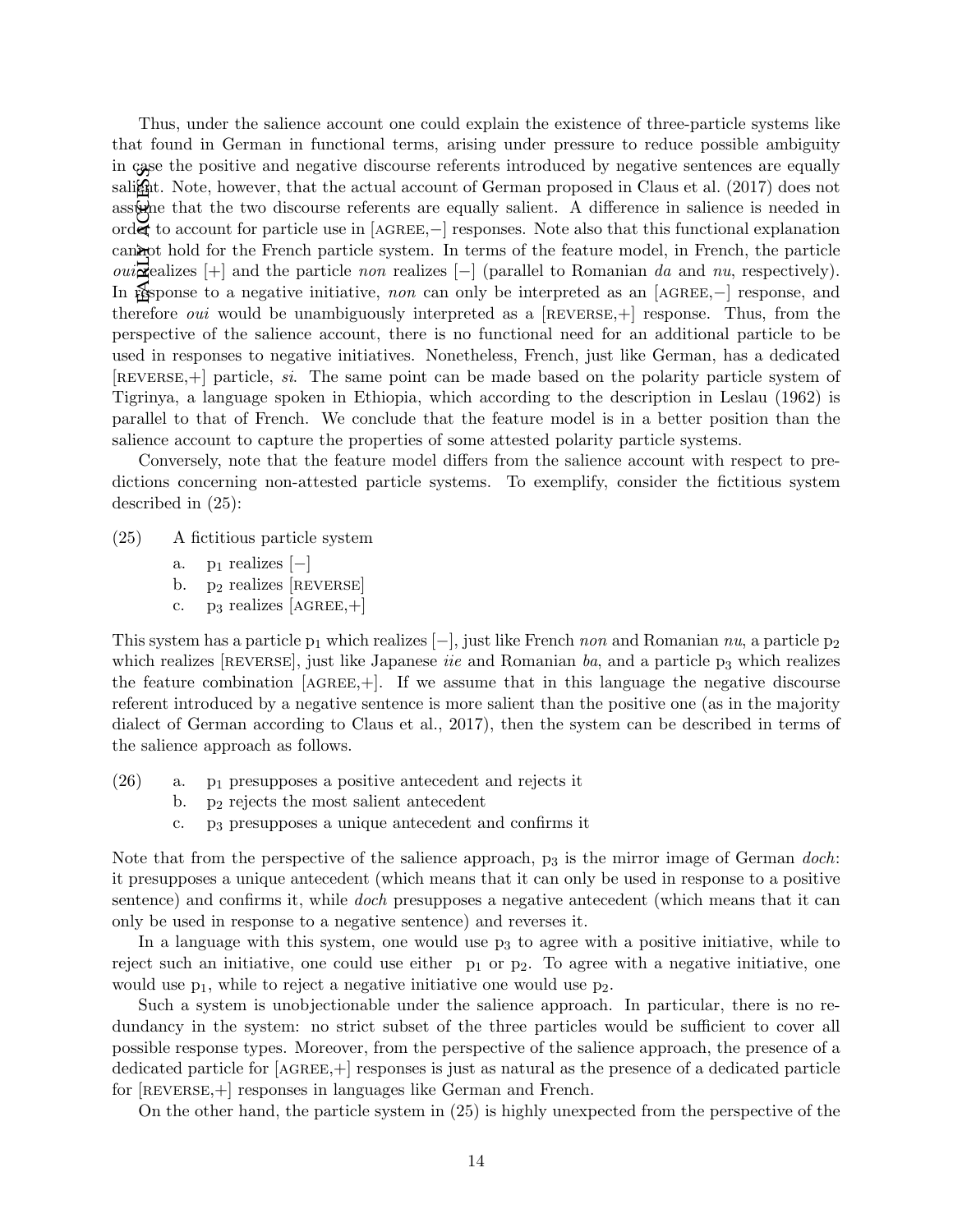Thus, under the salience account one could explain the existence of three-particle systems like that found in German in functional terms, arising under pressure to reduce possible ambiguity in case the positive and negative discourse referents introduced by negative sentences are equally salient. Note, however, that the actual account of German proposed in Claus et al. (2017) does not assume that the two discourse referents are equally salient. A difference in salience is needed in order to account for particle use in [AGREE,−] responses. Note also that this functional explanation cannot hold for the French particle system. In terms of the feature model, in French, the particle *oui* realizes [+] and the particle *non* realizes [−] (parallel to Romanian *da* and *nu*, respectively). In response to a negative initiative, *non* can only be interpreted as an [AGREE,−] response, and therefore *oui* would be unambiguously interpreted as a [REVERSE,+] response. Thus, from the perspective of the salience account, there is no functional need for an additional particle to be used in responses to negative initiatives. Nonetheless, French, just like German, has a dedicated [REVERSE,+] particle, *si*. The same point can be made based on the polarity particle system of Tigrinya, a language spoken in Ethiopia, which according to the description in Leslau (1962) is parallel to that of French. We conclude that the feature model is in a better position than the salience account to capture the properties of some attested polarity particle systems.

Conversely, note that the feature model differs from the salience account with respect to predictions concerning non-attested particle systems. To exemplify, consider the fictitious system described in (25):

(25) A fictitious particle system

- a. $p_1$ realizes [−]
- b. $p_2$ realizes [REVERSE]
- c. $p_3$ realizes [AGREE,+]

This system has a particle $p_1$ which realizes [−], just like French *non* and Romanian *nu*, a particle $p_2$ which realizes [REVERSE], just like Japanese *iie* and Romanian *ba*, and a particle $p_3$ which realizes the feature combination [AGREE,+]. If we assume that in this language the negative discourse referent introduced by a negative sentence is more salient than the positive one (as in the majority dialect of German according to Claus et al., 2017), then the system can be described in terms of the salience approach as follows.

(26)

- a. $p_1$ presupposes a positive antecedent and rejects it
- b. $p_2$ rejects the most salient antecedent
- c. $p_3$ presupposes a unique antecedent and confirms it

Note that from the perspective of the salience approach, $p_3$ is the mirror image of German *doch*: it presupposes a unique antecedent (which means that it can only be used in response to a positive sentence) and confirms it, while *doch* presupposes a negative antecedent (which means that it can only be used in response to a negative sentence) and reverses it.

In a language with this system, one would use $p_3$ to agree with a positive initiative, while to reject such an initiative, one could use either $p_1$ or $p_2$. To agree with a negative initiative, one would use $p_1$, while to reject a negative initiative one would use $p_2$.

Such a system is unobjectionable under the salience approach. In particular, there is no redundancy in the system: no strict subset of the three particles would be sufficient to cover all possible response types. Moreover, from the perspective of the salience approach, the presence of a dedicated particle for [AGREE,+] responses is just as natural as the presence of a dedicated particle for [REVERSE,+] responses in languages like German and French.

On the other hand, the particle system in (25) is highly unexpected from the perspective of the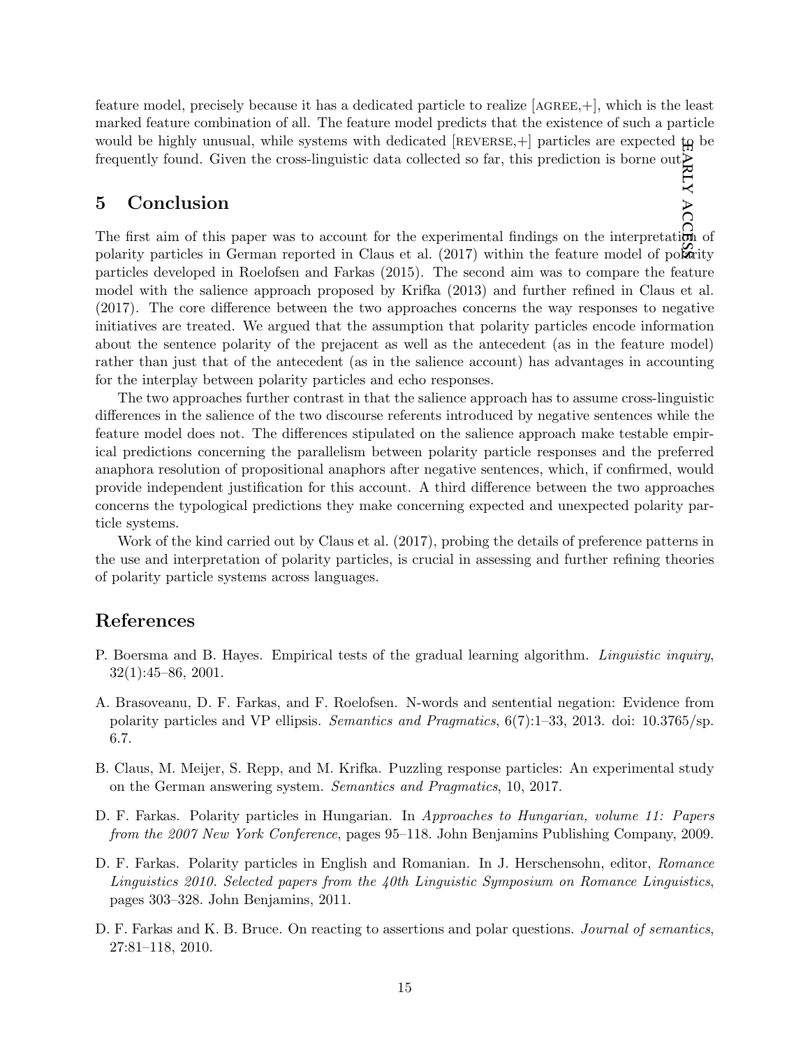feature model, precisely because it has a dedicated particle to realize [AGREE,+], which is the least marked feature combination of all. The feature model predicts that the existence of such a particle would be highly unusual, while systems with dedicated [REVERSE,+] particles are expected to be frequently found. Given the cross-linguistic data collected so far, this prediction is borne out.

## 5 Conclusion

The first aim of this paper was to account for the experimental findings on the interpretation of polarity particles in German reported in Claus et al. (2017) within the feature model of polarity particles developed in Roelofsen and Farkas (2015). The second aim was to compare the feature model with the salience approach proposed by Krifka (2013) and further refined in Claus et al. (2017). The core difference between the two approaches concerns the way responses to negative initiatives are treated. We argued that the assumption that polarity particles encode information about the sentence polarity of the prejacent as well as the antecedent (as in the feature model) rather than just that of the antecedent (as in the salience account) has advantages in accounting for the interplay between polarity particles and echo responses.

The two approaches further contrast in that the salience approach has to assume cross-linguistic differences in the salience of the two discourse referents introduced by negative sentences while the feature model does not. The differences stipulated on the salience approach make testable empirical predictions concerning the parallelism between polarity particle responses and the preferred anaphora resolution of propositional anaphors after negative sentences, which, if confirmed, would provide independent justification for this account. A third difference between the two approaches concerns the typological predictions they make concerning expected and unexpected polarity particle systems.

Work of the kind carried out by Claus et al. (2017), probing the details of preference patterns in the use and interpretation of polarity particles, is crucial in assessing and further refining theories of polarity particle systems across languages.

## References

P. Boersma and B. Hayes. Empirical tests of the gradual learning algorithm. *Linguistic inquiry*, 32(1):45–86, 2001.

A. Brasoveanu, D. F. Farkas, and F. Roelofsen. N-words and sentential negation: Evidence from polarity particles and VP ellipsis. *Semantics and Pragmatics*, 6(7):1–33, 2013. doi: 10.3765/sp.6.7.

B. Claus, M. Meijer, S. Repp, and M. Krifka. Puzzling response particles: An experimental study on the German answering system. *Semantics and Pragmatics*, 10, 2017.

D. F. Farkas. Polarity particles in Hungarian. In *Approaches to Hungarian, volume 11: Papers from the 2007 New York Conference*, pages 95–118. John Benjamins Publishing Company, 2009.

D. F. Farkas. Polarity particles in English and Romanian. In J. Herschensohn, editor, *Romance Linguistics 2010. Selected papers from the 40th Linguistic Symposium on Romance Linguistics*, pages 303–328. John Benjamins, 2011.

D. F. Farkas and K. B. Bruce. On reacting to assertions and polar questions. *Journal of semantics*, 27:81–118, 2010.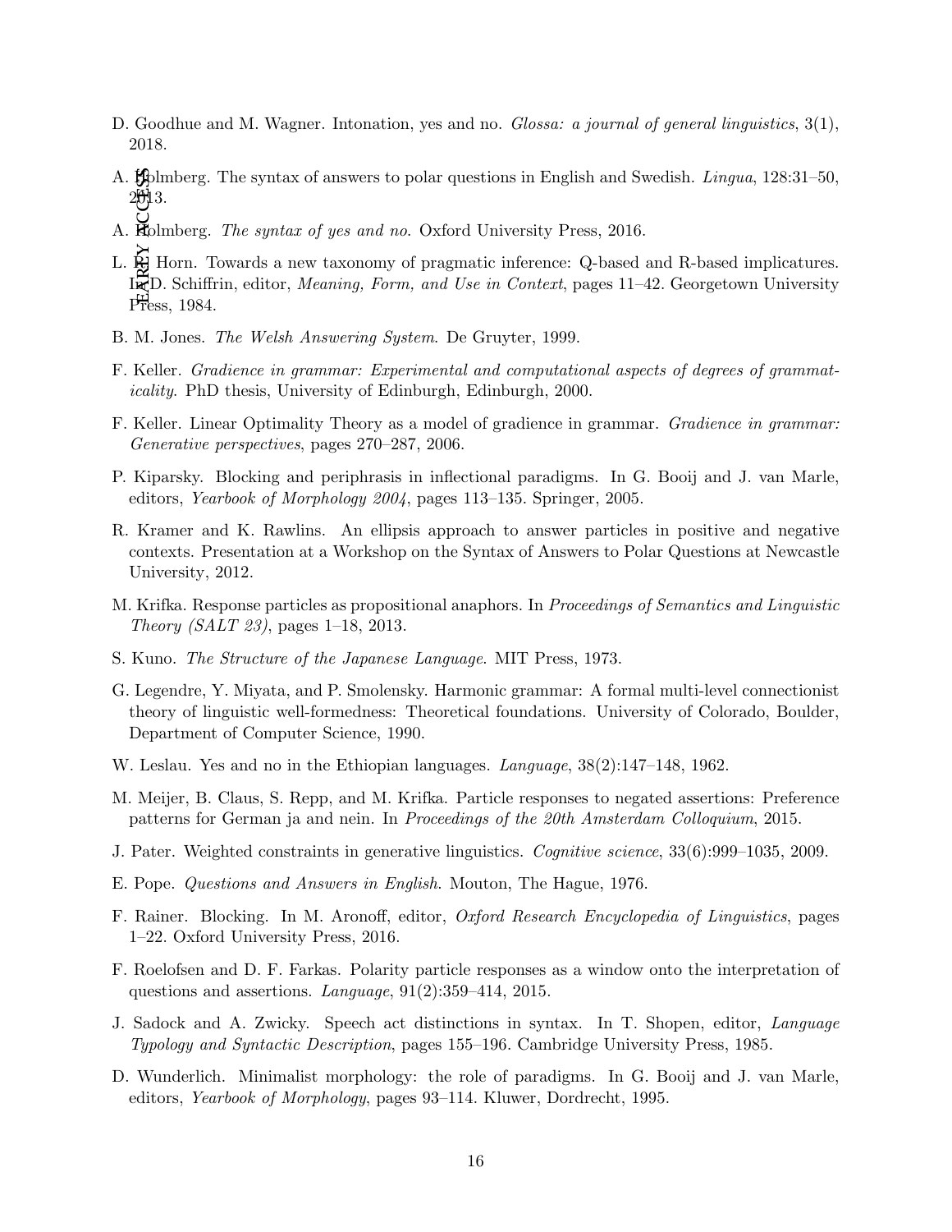D. Goodhue and M. Wagner. Intonation, yes and no. *Glossa: a journal of general linguistics*, 3(1), 2018.

A. Holmberg. The syntax of answers to polar questions in English and Swedish. *Lingua*, 128:31–50, 2013.

A. Holmberg. *The syntax of yes and no*. Oxford University Press, 2016.

L. R. Horn. Towards a new taxonomy of pragmatic inference: Q-based and R-based implicatures. In D. Schiffrin, editor, *Meaning, Form, and Use in Context*, pages 11–42. Georgetown University Press, 1984.

B. M. Jones. *The Welsh Answering System*. De Gruyter, 1999.

F. Keller. *Gradience in grammar: Experimental and computational aspects of degrees of grammaticality*. PhD thesis, University of Edinburgh, Edinburgh, 2000.

F. Keller. Linear Optimality Theory as a model of gradience in grammar. *Gradience in grammar: Generative perspectives*, pages 270–287, 2006.

P. Kiparsky. Blocking and periphrasis in inflectional paradigms. In G. Booij and J. van Marle, editors, *Yearbook of Morphology 2004*, pages 113–135. Springer, 2005.

R. Kramer and K. Rawlins. An ellipsis approach to answer particles in positive and negative contexts. Presentation at a Workshop on the Syntax of Answers to Polar Questions at Newcastle University, 2012.

M. Krifka. Response particles as propositional anaphors. In *Proceedings of Semantics and Linguistic Theory (SALT 23)*, pages 1–18, 2013.

S. Kuno. *The Structure of the Japanese Language*. MIT Press, 1973.

G. Legendre, Y. Miyata, and P. Smolensky. Harmonic grammar: A formal multi-level connectionist theory of linguistic well-formedness: Theoretical foundations. University of Colorado, Boulder, Department of Computer Science, 1990.

W. Leslau. Yes and no in the Ethiopian languages. *Language*, 38(2):147–148, 1962.

M. Meijer, B. Claus, S. Repp, and M. Krifka. Particle responses to negated assertions: Preference patterns for German ja and nein. In *Proceedings of the 20th Amsterdam Colloquium*, 2015.

J. Pater. Weighted constraints in generative linguistics. *Cognitive science*, 33(6):999–1035, 2009.

E. Pope. *Questions and Answers in English*. Mouton, The Hague, 1976.

F. Rainer. Blocking. In M. Aronoff, editor, *Oxford Research Encyclopedia of Linguistics*, pages 1–22. Oxford University Press, 2016.

F. Roelofsen and D. F. Farkas. Polarity particle responses as a window onto the interpretation of questions and assertions. *Language*, 91(2):359–414, 2015.

J. Sadock and A. Zwicky. Speech act distinctions in syntax. In T. Shopen, editor, *Language Typology and Syntactic Description*, pages 155–196. Cambridge University Press, 1985.

D. Wunderlich. Minimalist morphology: the role of paradigms. In G. Booij and J. van Marle, editors, *Yearbook of Morphology*, pages 93–114. Kluwer, Dordrecht, 1995.